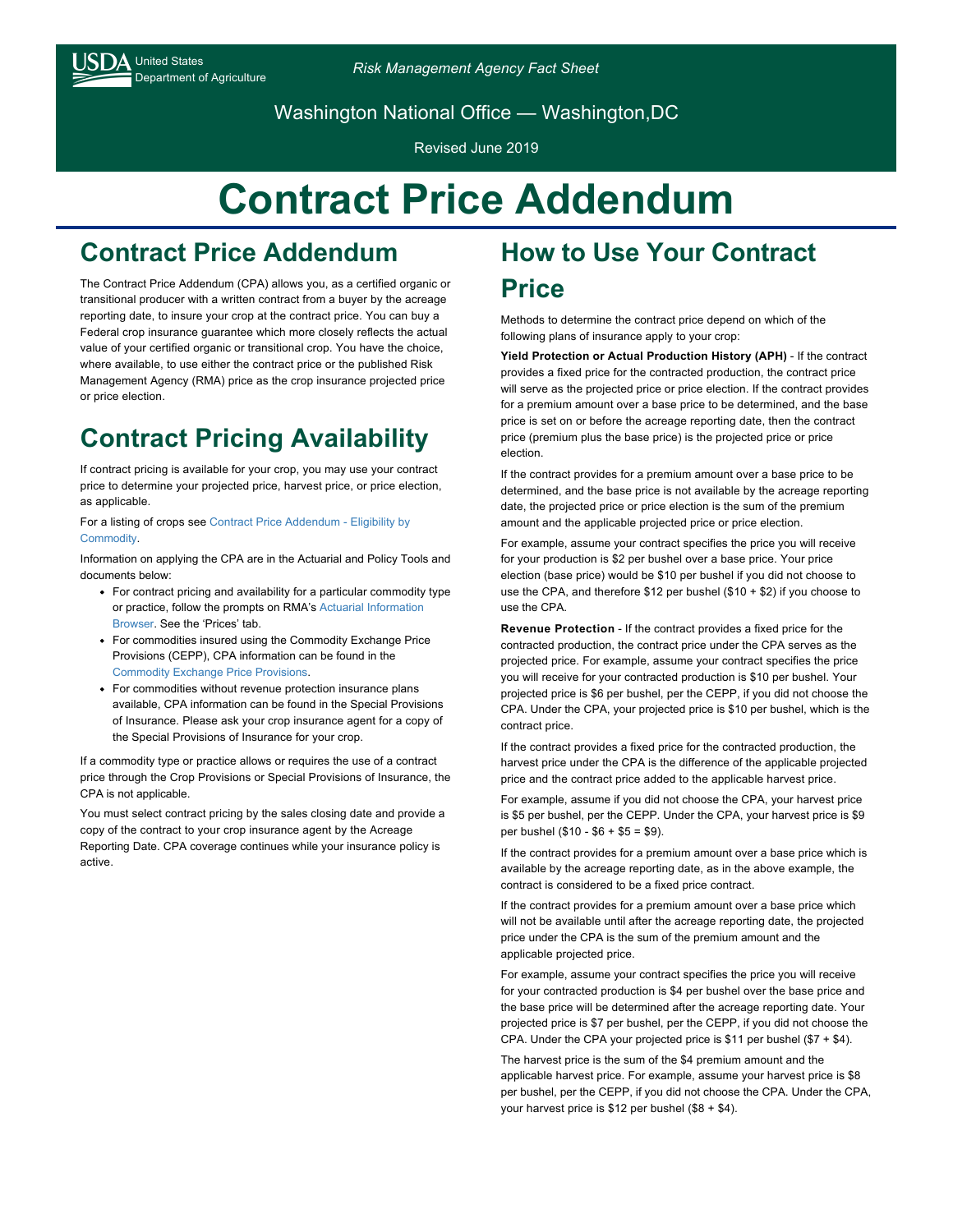United States Department of Agriculture

*Risk Management Agency Fact Sheet*

Washington National Office — Washington,DC

Revised June 2019

# Contract Price Addendum

## Contract Price Addendum

The Contract Price Addendum (CPA) allows you, as a certified organic or transitional producer with a written contract from a buyer by the acreage reporting date, to insure your crop at the contract price. You can buy a Federal crop insurance guarantee which more closely reflects the actual value of your certified organic or transitional crop. You have the choice, where available, to use either the contract price or the published Risk Management Agency (RMA) price as the crop insurance projected price or price election.

## Contract Pricing Availability

If contract pricing is available for your crop, you may use your contract price to determine your projected price, harvest price, or price election, as applicable.

For a listing of crops see Contract Price Addendum - Eligibility by Commodity.

Information on applying the CPA are in the Actuarial and Policy Tools and documents below:

- For contract pricing and availability for a particular commodity type or practice, follow the prompts on RMA's Actuarial Information Browser. See the 'Prices' tab.
- For commodities insured using the Commodity Exchange Price Provisions (CEPP), CPA information can be found in the Commodity Exchange Price Provisions.
- For commodities without revenue protection insurance plans available, CPA information can be found in the Special Provisions of Insurance. Please ask your crop insurance agent for a copy of the Special Provisions of Insurance for your crop.

If a commodity type or practice allows or requires the use of a contract price through the Crop Provisions or Special Provisions of Insurance, the CPA is not applicable.

You must select contract pricing by the sales closing date and provide a copy of the contract to your crop insurance agent by the Acreage Reporting Date. CPA coverage continues while your insurance policy is active.

## How to Use Your Contract Price

Methods to determine the contract price depend on which of the following plans of insurance apply to your crop:

**Yield Protection or Actual Production History (APH)** - If the contract provides a fixed price for the contracted production, the contract price will serve as the projected price or price election. If the contract provides for a premium amount over a base price to be determined, and the base price is set on or before the acreage reporting date, then the contract price (premium plus the base price) is the projected price or price election.

If the contract provides for a premium amount over a base price to be determined, and the base price is not available by the acreage reporting date, the projected price or price election is the sum of the premium amount and the applicable projected price or price election.

For example, assume your contract specifies the price you will receive for your production is $2 per bushel over a base price. Your price election (base price) would be $10 per bushel if you did not choose to use the CPA, and therefore $12 per bushel ($10 + $2) if you choose to use the CPA.

**Revenue Protection** - If the contract provides a fixed price for the contracted production, the contract price under the CPA serves as the projected price. For example, assume your contract specifies the price you will receive for your contracted production is $10 per bushel. Your projected price is $6 per bushel, per the CEPP, if you did not choose the CPA. Under the CPA, your projected price is $10 per bushel, which is the contract price.

If the contract provides a fixed price for the contracted production, the harvest price under the CPA is the difference of the applicable projected price and the contract price added to the applicable harvest price.

For example, assume if you did not choose the CPA, your harvest price is $5 per bushel, per the CEPP. Under the CPA, your harvest price is $9 per bushel ($10 - $6 + $5 = $9).

If the contract provides for a premium amount over a base price which is available by the acreage reporting date, as in the above example, the contract is considered to be a fixed price contract.

If the contract provides for a premium amount over a base price which will not be available until after the acreage reporting date, the projected price under the CPA is the sum of the premium amount and the applicable projected price.

For example, assume your contract specifies the price you will receive for your contracted production is $4 per bushel over the base price and the base price will be determined after the acreage reporting date. Your projected price is $7 per bushel, per the CEPP, if you did not choose the CPA. Under the CPA your projected price is $11 per bushel ($7 + $4).

The harvest price is the sum of the $4 premium amount and the applicable harvest price. For example, assume your harvest price is $8 per bushel, per the CEPP, if you did not choose the CPA. Under the CPA, your harvest price is $12 per bushel ($8 + $4).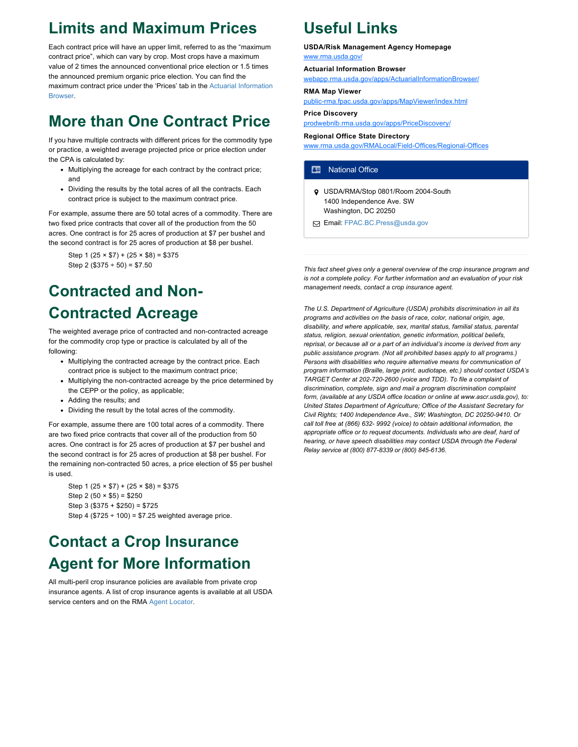# Limits and Maximum Prices

Each contract price will have an upper limit, referred to as the "maximum contract price", which can vary by crop. Most crops have a maximum value of 2 times the announced conventional price election or 1.5 times the announced premium organic price election. You can find the maximum contract price under the 'Prices' tab in the Actuarial Information Browser.

# More than One Contract Price

If you have multiple contracts with different prices for the commodity type or practice, a weighted average projected price or price election under the CPA is calculated by:

- Multiplying the acreage for each contract by the contract price; and
- Dividing the results by the total acres of all the contracts. Each contract price is subject to the maximum contract price.

For example, assume there are 50 total acres of a commodity. There are two fixed price contracts that cover all of the production from the 50 acres. One contract is for 25 acres of production at $7 per bushel and the second contract is for 25 acres of production at $8 per bushel.

Step 1 (25 × $7) + (25 × $8) = $375
Step 2 ($375 ÷ 50) = $7.50

# Contracted and Non-Contracted Acreage

The weighted average price of contracted and non-contracted acreage for the commodity crop type or practice is calculated by all of the following:

- Multiplying the contracted acreage by the contract price. Each contract price is subject to the maximum contract price;
- Multiplying the non-contracted acreage by the price determined by the CEPP or the policy, as applicable;
- Adding the results; and
- Dividing the result by the total acres of the commodity.

For example, assume there are 100 total acres of a commodity. There are two fixed price contracts that cover all of the production from 50 acres. One contract is for 25 acres of production at $7 per bushel and the second contract is for 25 acres of production at $8 per bushel. For the remaining non-contracted 50 acres, a price election of $5 per bushel is used.

Step 1 (25 × $7) + (25 × $8) = $375
Step 2 (50 × $5) = $250
Step 3 ($375 + $250) = $725
Step 4 ($725 ÷ 100) = $7.25 weighted average price.

# Contact a Crop Insurance Agent for More Information

All multi-peril crop insurance policies are available from private crop insurance agents. A list of crop insurance agents is available at all USDA service centers and on the RMA Agent Locator.

# Useful Links

**USDA/Risk Management Agency Homepage**
www.rma.usda.gov/

**Actuarial Information Browser**
webapp.rma.usda.gov/apps/ActuarialInformationBrowser/

**RMA Map Viewer**
public-rma.fpac.usda.gov/apps/MapViewer/index.html

**Price Discovery**
prodwebnlb.rma.usda.gov/apps/PriceDiscovery/

**Regional Office State Directory**
www.rma.usda.gov/RMALocal/Field-Offices/Regional-Offices

**National Office**

USDA/RMA/Stop 0801/Room 2004-South
1400 Independence Ave. SW
Washington, DC 20250

Email: FPAC.BC.Press@usda.gov

*This fact sheet gives only a general overview of the crop insurance program and is not a complete policy. For further information and an evaluation of your risk management needs, contact a crop insurance agent.*

*The U.S. Department of Agriculture (USDA) prohibits discrimination in all its programs and activities on the basis of race, color, national origin, age, disability, and where applicable, sex, marital status, familial status, parental status, religion, sexual orientation, genetic information, political beliefs, reprisal, or because all or a part of an individual's income is derived from any public assistance program. (Not all prohibited bases apply to all programs.) Persons with disabilities who require alternative means for communication of program information (Braille, large print, audiotape, etc.) should contact USDA's TARGET Center at 202-720-2600 (voice and TDD). To file a complaint of discrimination, complete, sign and mail a program discrimination complaint form, (available at any USDA office location or online at www.ascr.usda.gov), to: United States Department of Agriculture; Office of the Assistant Secretary for Civil Rights; 1400 Independence Ave., SW; Washington, DC 20250-9410. Or call toll free at (866) 632- 9992 (voice) to obtain additional information, the appropriate office or to request documents. Individuals who are deaf, hard of hearing, or have speech disabilities may contact USDA through the Federal Relay service at (800) 877-8339 or (800) 845-6136.*